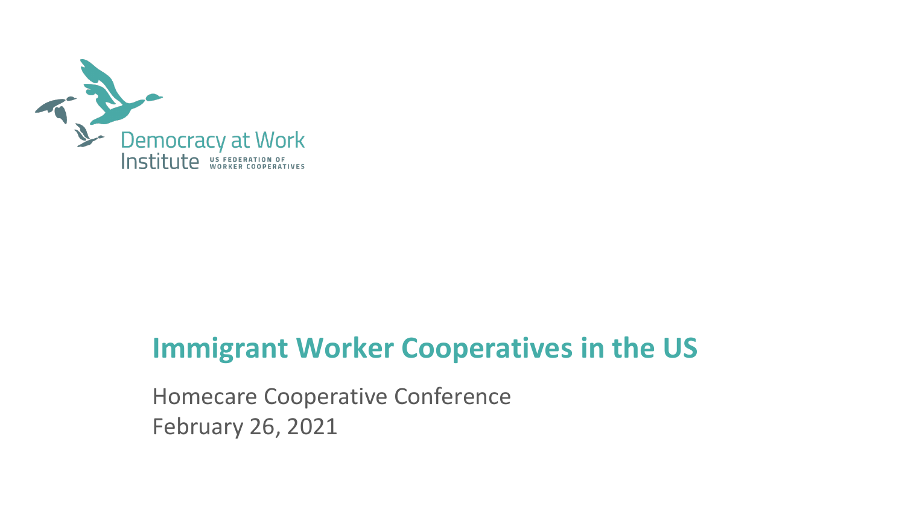Democracy at Work Institute
US FEDERATION OF WORKER COOPERATIVES

# Immigrant Worker Cooperatives in the US

Homecare Cooperative Conference
February 26, 2021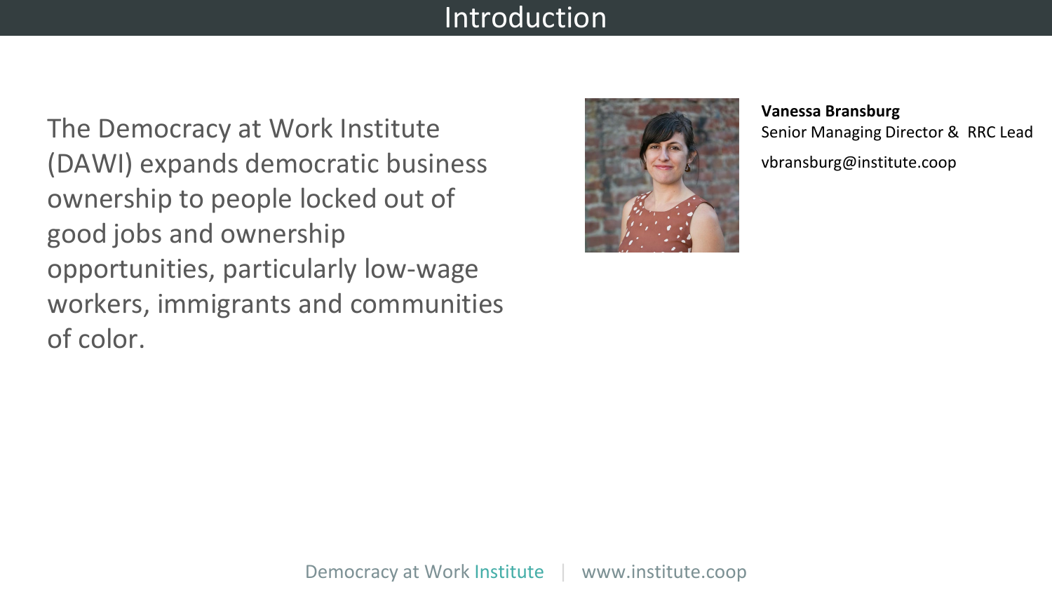# Introduction

The Democracy at Work Institute (DAWI) expands democratic business ownership to people locked out of good jobs and ownership opportunities, particularly low-wage workers, immigrants and communities of color.

**Vanessa Bransburg**
Senior Managing Director & RRC Lead
vbransburg@institute.coop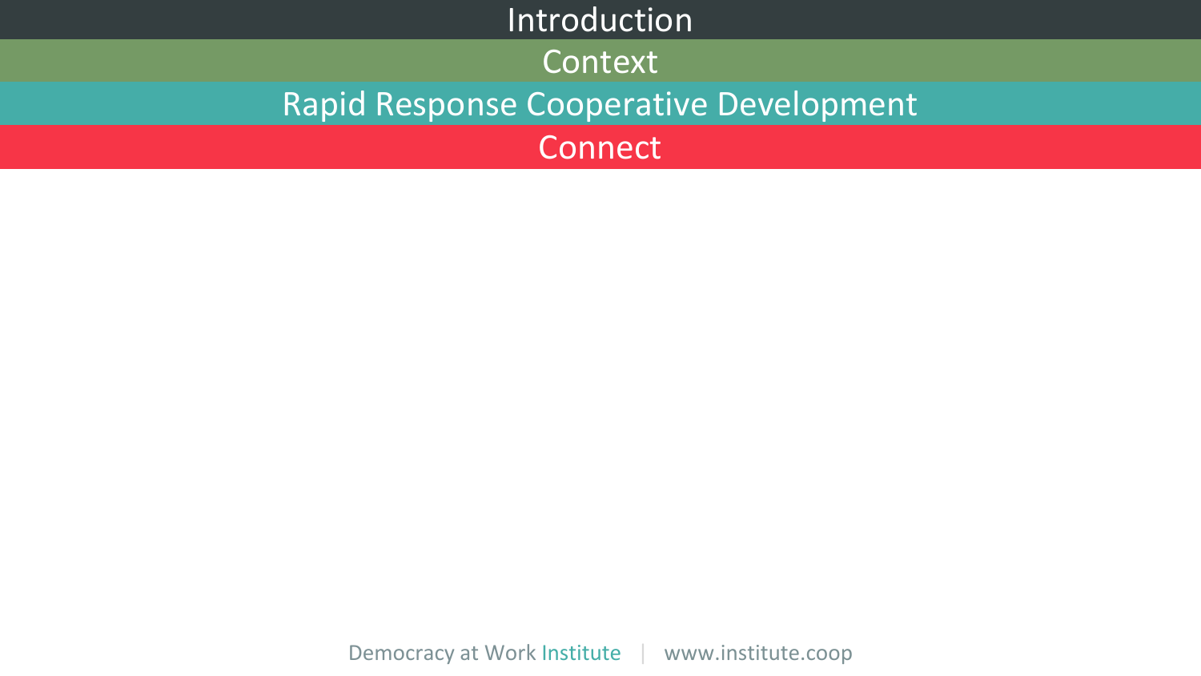# Introduction

# Context

# Rapid Response Cooperative Development

# Connect

Democracy at Work Institute | www.institute.coop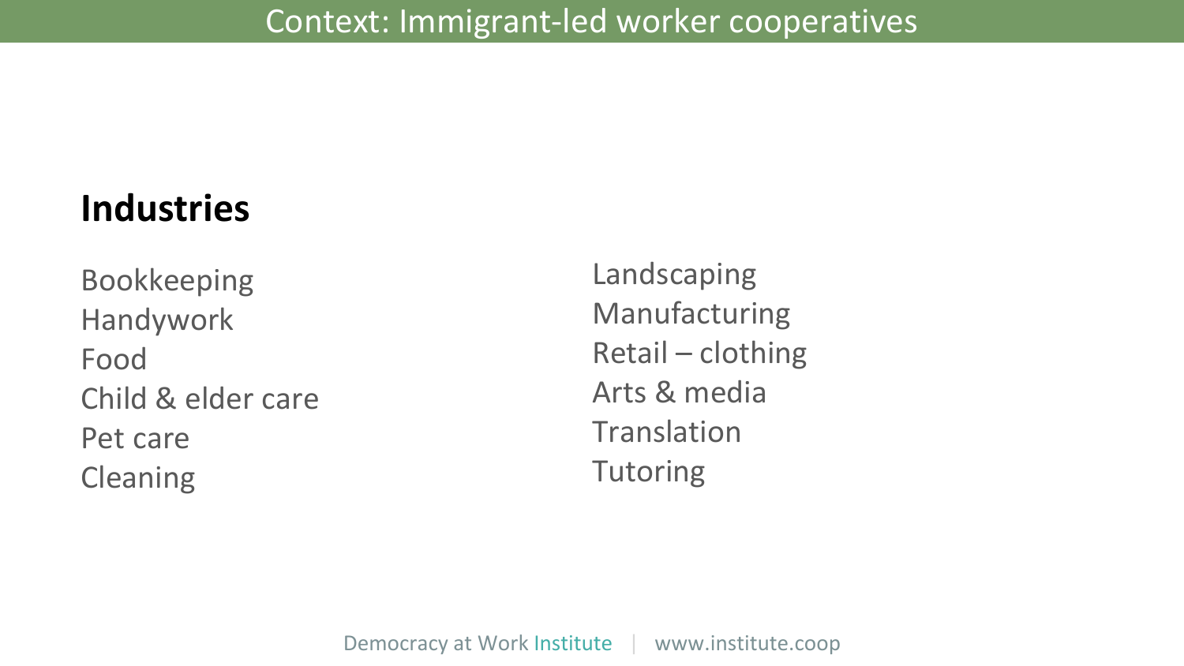# Context: Immigrant-led worker cooperatives

## Industries

- Bookkeeping
- Handywork
- Food
- Child & elder care
- Pet care
- Cleaning
- Landscaping
- Manufacturing
- Retail – clothing
- Arts & media
- Translation
- Tutoring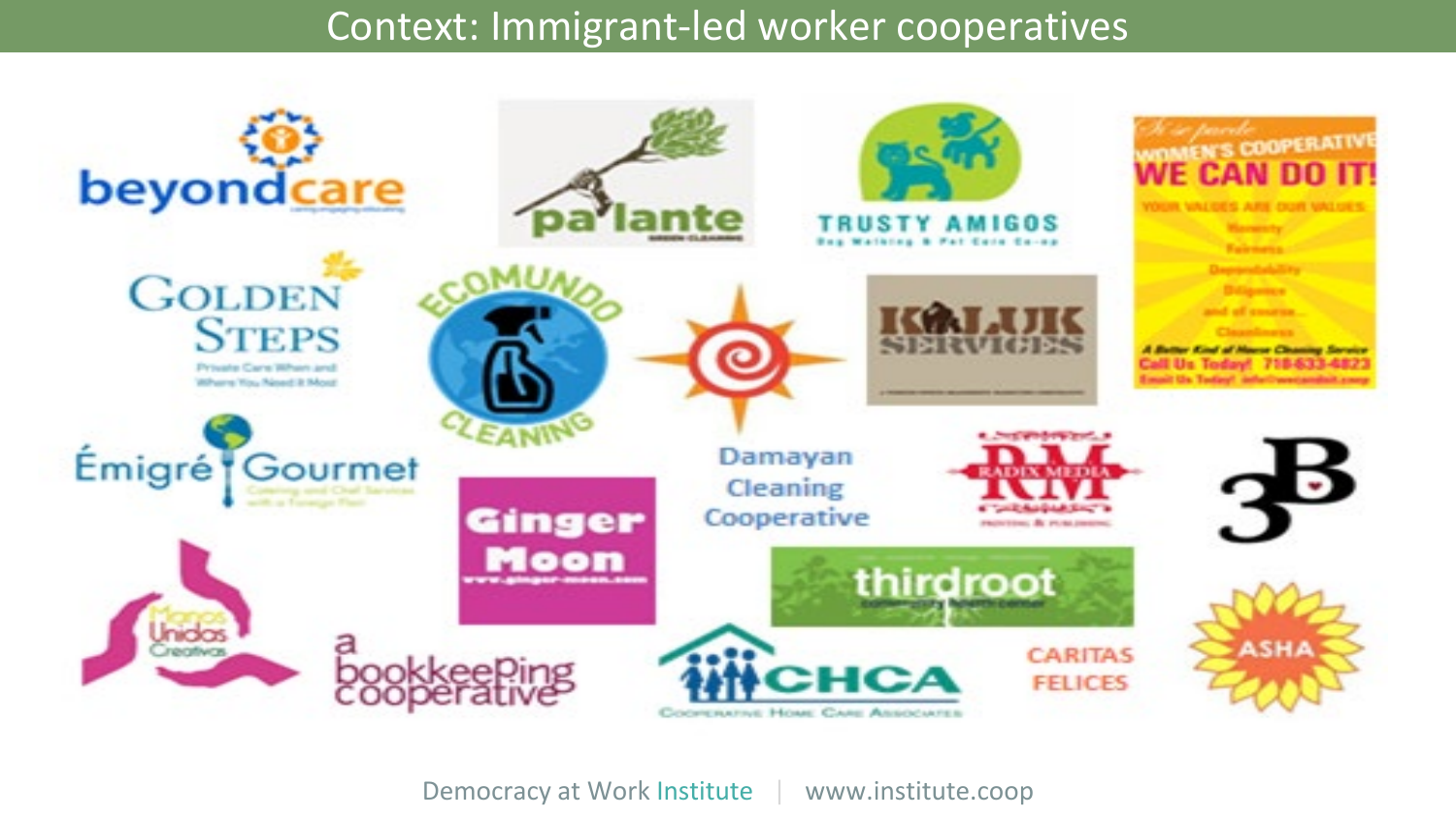# Context: Immigrant-led worker cooperatives

beyondcare

pa'lante

TRUSTY AMIGOS
Dog Walking & Pet Care Co-op

Si se puede
WOMEN'S COOPERATIVE
WE CAN DO IT!
YOUR VALUES ARE OUR VALUES
Honesty
Fairness
Dependability
Diligence
and of course...
Cleanliness
A Better Kind of House Cleaning Service
Call Us Today! 718-633-4823

GOLDEN STEPS
Private Care When and Where You Need It Most

ECOMUNDO CLEANING

KALLIK SERVICES

Émigré Gourmet

Ginger Moon
www.ginger-moon.com

Damayan Cleaning Cooperative

RADIX MEDIA

3B

thirdroot
community health center

Manos Unidas Creativas

a bookkeeping cooperative

CHCA
Cooperative Home Care Associates

CARITAS FELICES

ASHA

Democracy at Work Institute | www.institute.coop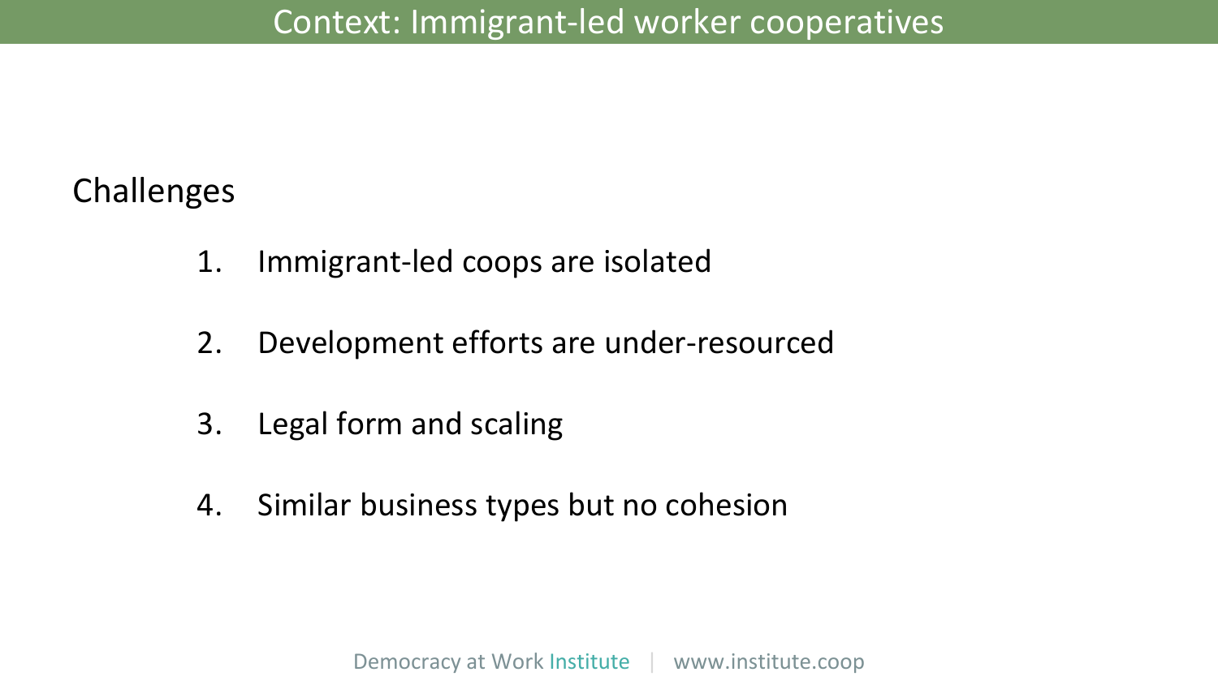# Context: Immigrant-led worker cooperatives

## Challenges

1. Immigrant-led coops are isolated
2. Development efforts are under-resourced
3. Legal form and scaling
4. Similar business types but no cohesion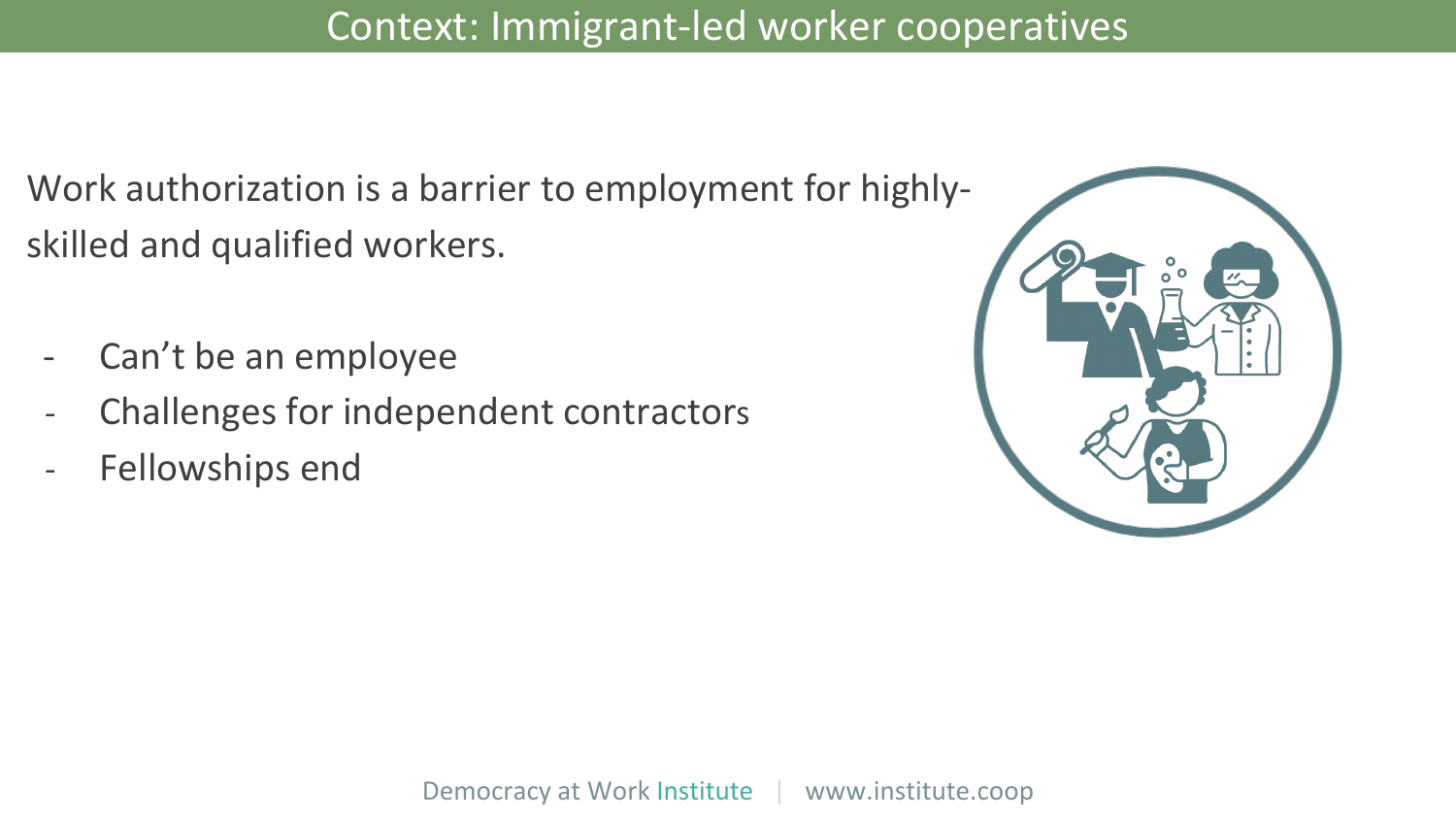# Context: Immigrant-led worker cooperatives

Work authorization is a barrier to employment for highly-skilled and qualified workers.

- Can't be an employee
- Challenges for independent contractors
- Fellowships end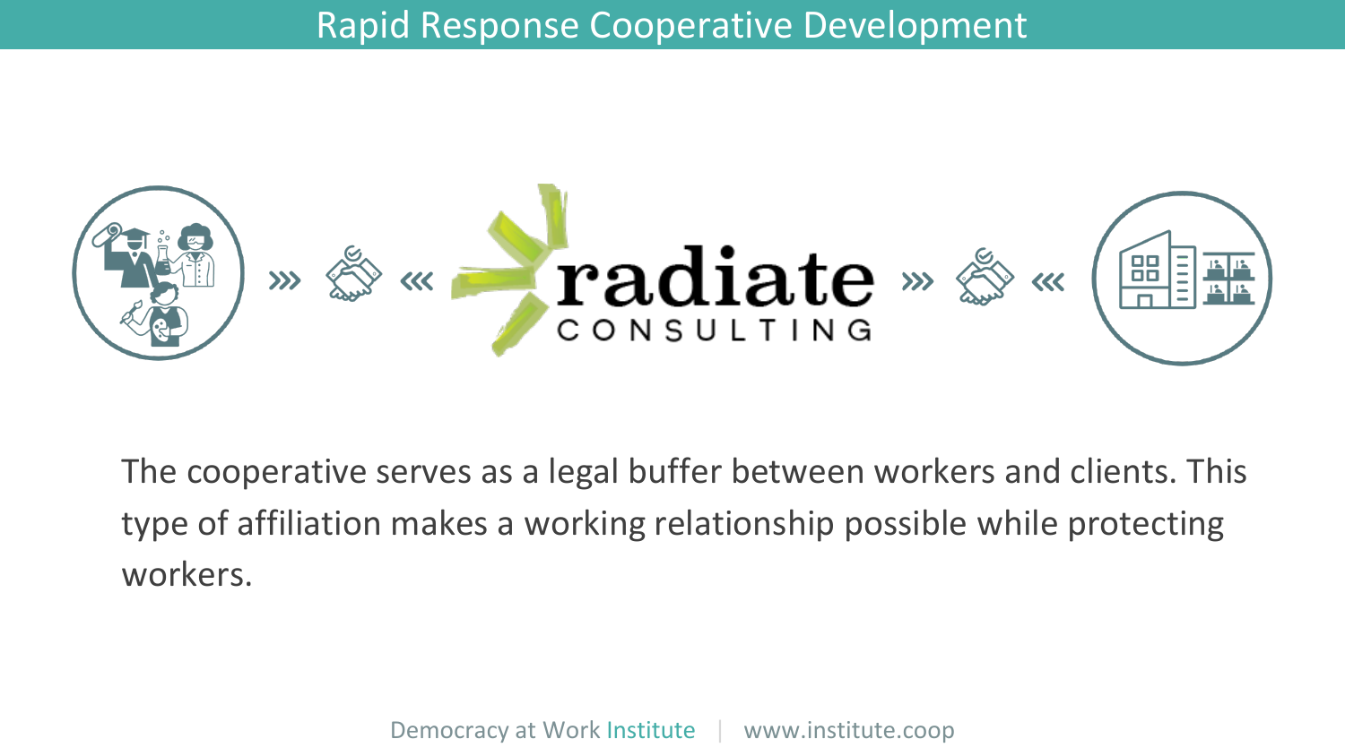# Rapid Response Cooperative Development

radiate CONSULTING

The cooperative serves as a legal buffer between workers and clients. This type of affiliation makes a working relationship possible while protecting workers.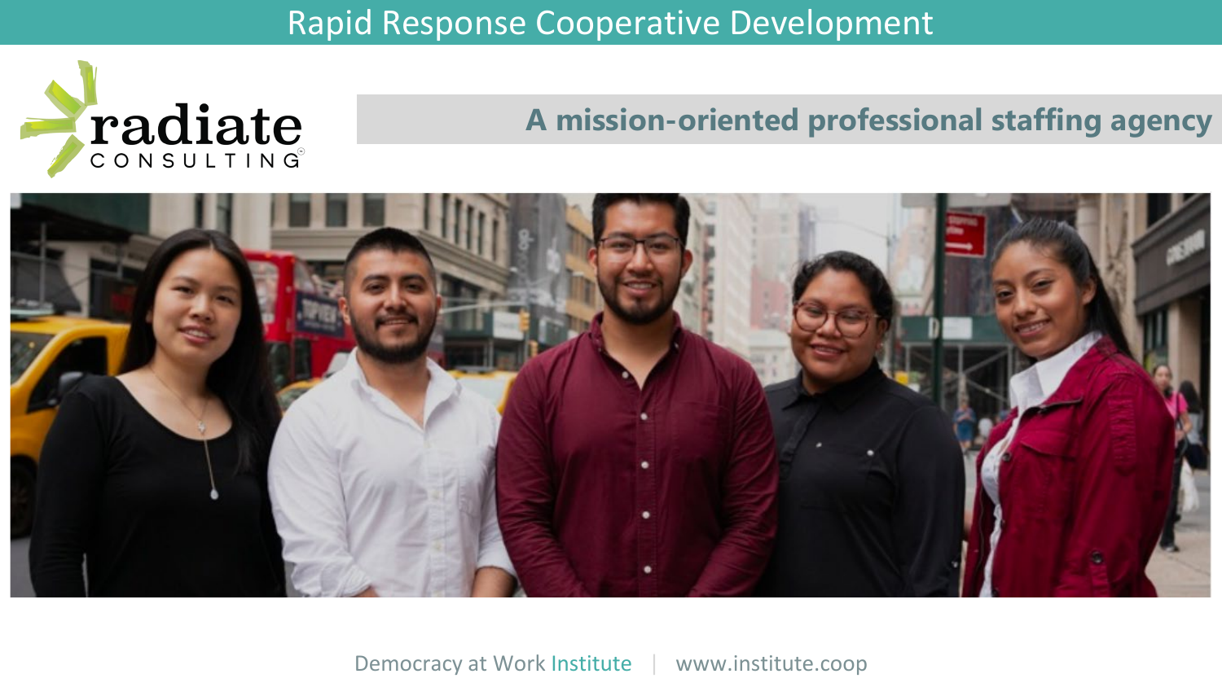# Rapid Response Cooperative Development

radiate CONSULTING

## A mission-oriented professional staffing agency

Democracy at Work Institute | www.institute.coop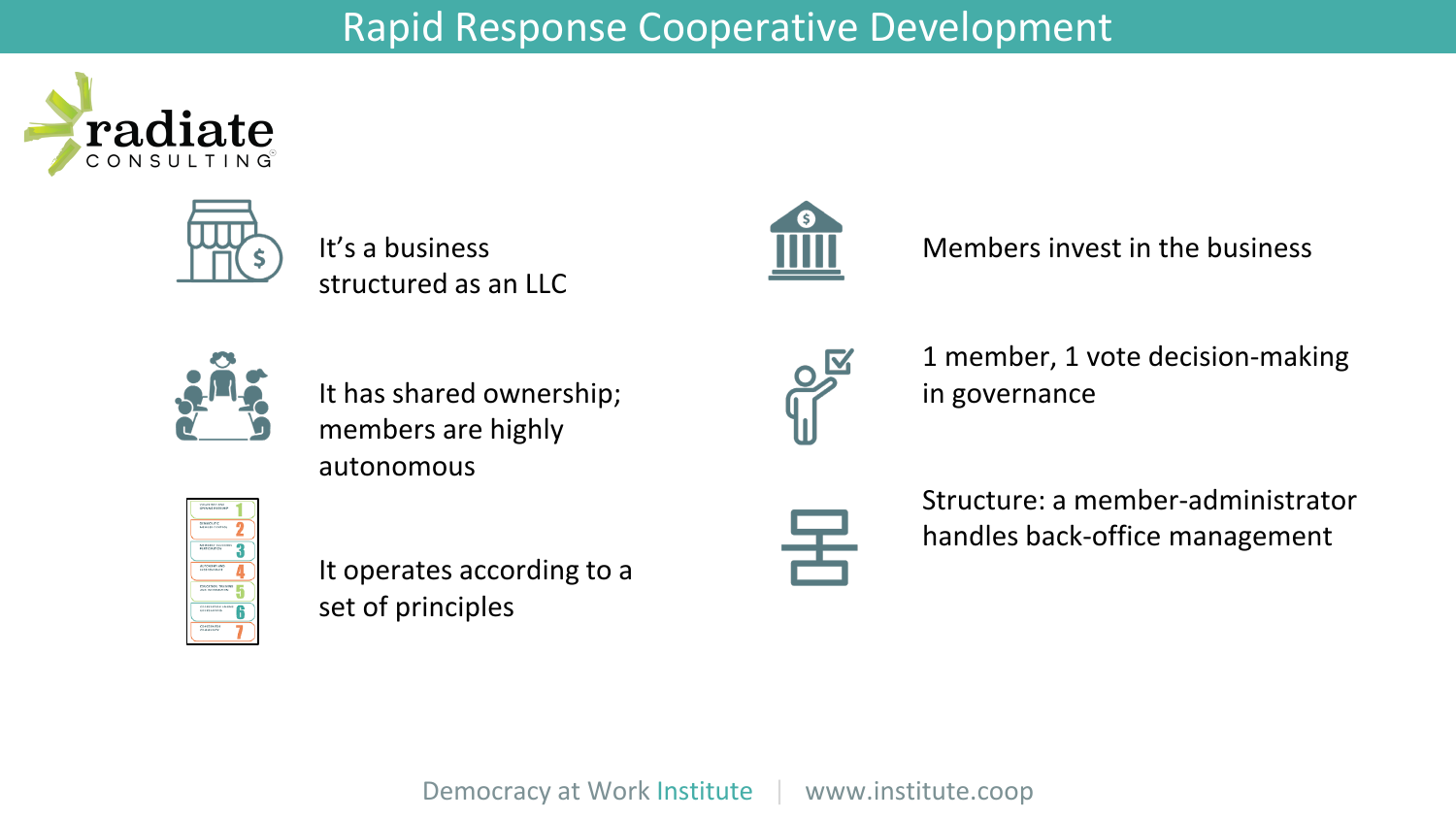# Rapid Response Cooperative Development

radiate CONSULTING

- It's a business structured as an LLC
- It has shared ownership; members are highly autonomous
- It operates according to a set of principles
- Members invest in the business
- 1 member, 1 vote decision-making in governance
- Structure: a member-administrator handles back-office management

Democracy at Work Institute | www.institute.coop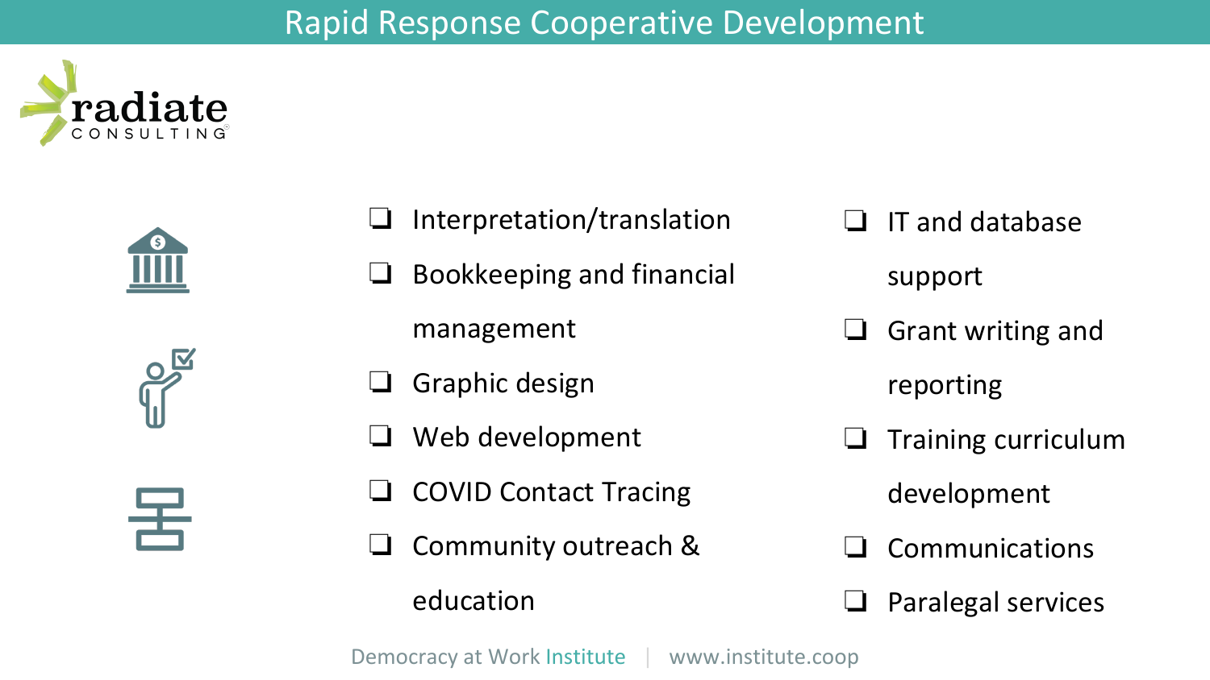# Rapid Response Cooperative Development

radiate CONSULTING

- Interpretation/translation
- Bookkeeping and financial management
- Graphic design
- Web development
- COVID Contact Tracing
- Community outreach & education
- IT and database support
- Grant writing and reporting
- Training curriculum development
- Communications
- Paralegal services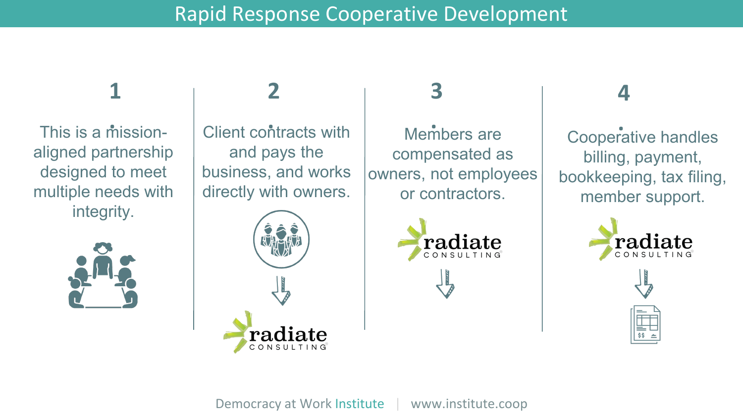# Rapid Response Cooperative Development

## 1

This is a mission-aligned partnership designed to meet multiple needs with integrity.

## 2

Client contracts with and pays the business, and works directly with owners.

radiate CONSULTING

## 3

Members are compensated as owners, not employees or contractors.

radiate CONSULTING

## 4

Cooperative handles billing, payment, bookkeeping, tax filing, member support.

radiate CONSULTING

Democracy at Work Institute | www.institute.coop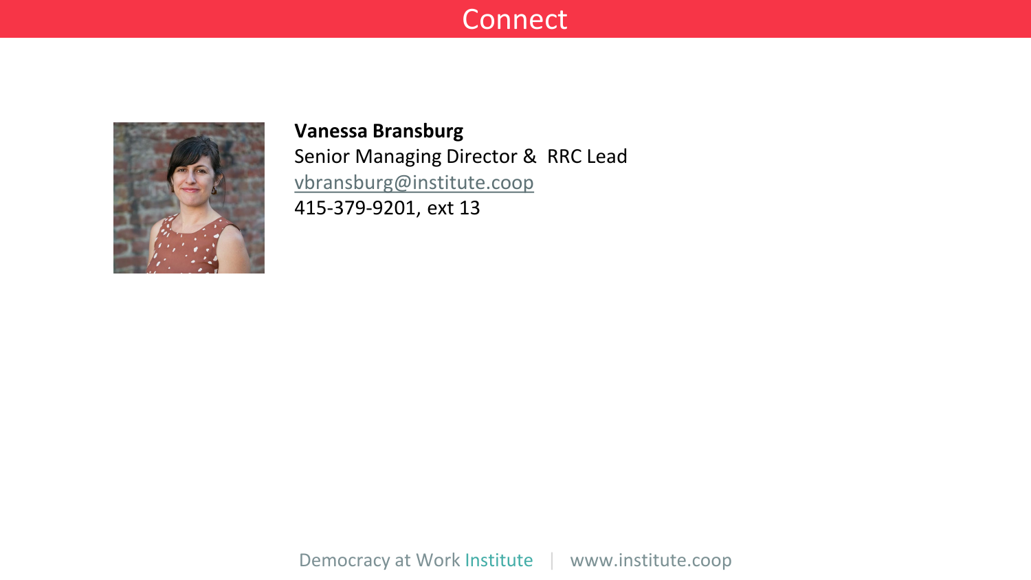# Connect

**Vanessa Bransburg**
Senior Managing Director & RRC Lead
vbransburg@institute.coop
415-379-9201, ext 13

Democracy at Work Institute | www.institute.coop